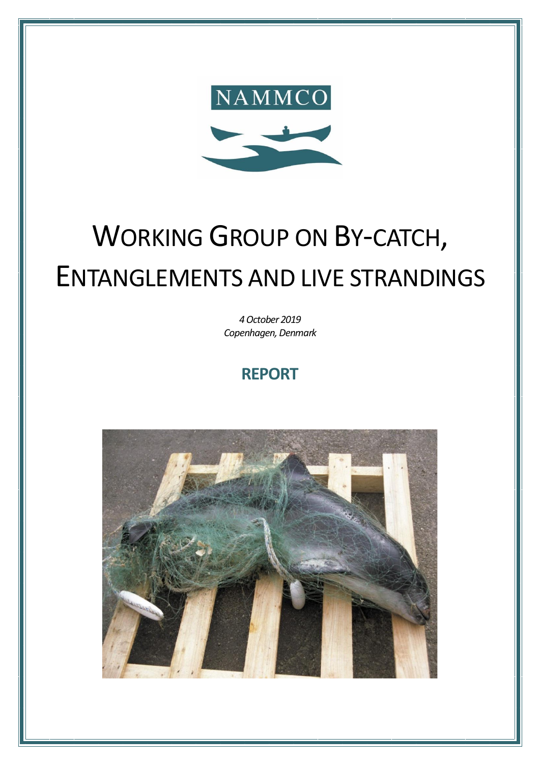NAMMCO

# WORKING GROUP ON BY-CATCH, ENTANGLEMENTS AND LIVE STRANDINGS

*4 October 2019*
*Copenhagen, Denmark*

## REPORT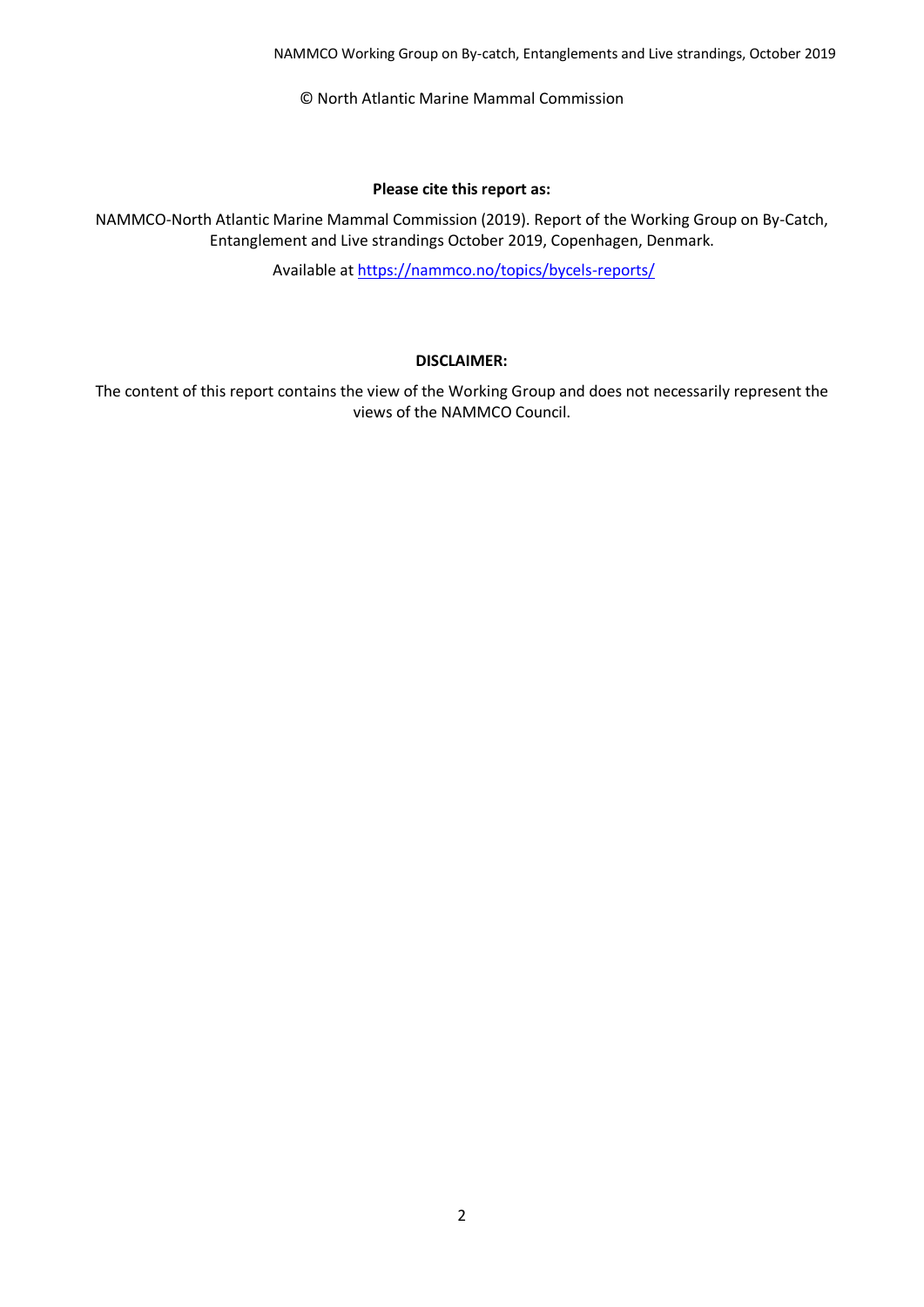© North Atlantic Marine Mammal Commission

**Please cite this report as:**

NAMMCO-North Atlantic Marine Mammal Commission (2019). Report of the Working Group on By-Catch, Entanglement and Live strandings October 2019, Copenhagen, Denmark.

Available at https://nammco.no/topics/bycels-reports/

**DISCLAIMER:**

The content of this report contains the view of the Working Group and does not necessarily represent the views of the NAMMCO Council.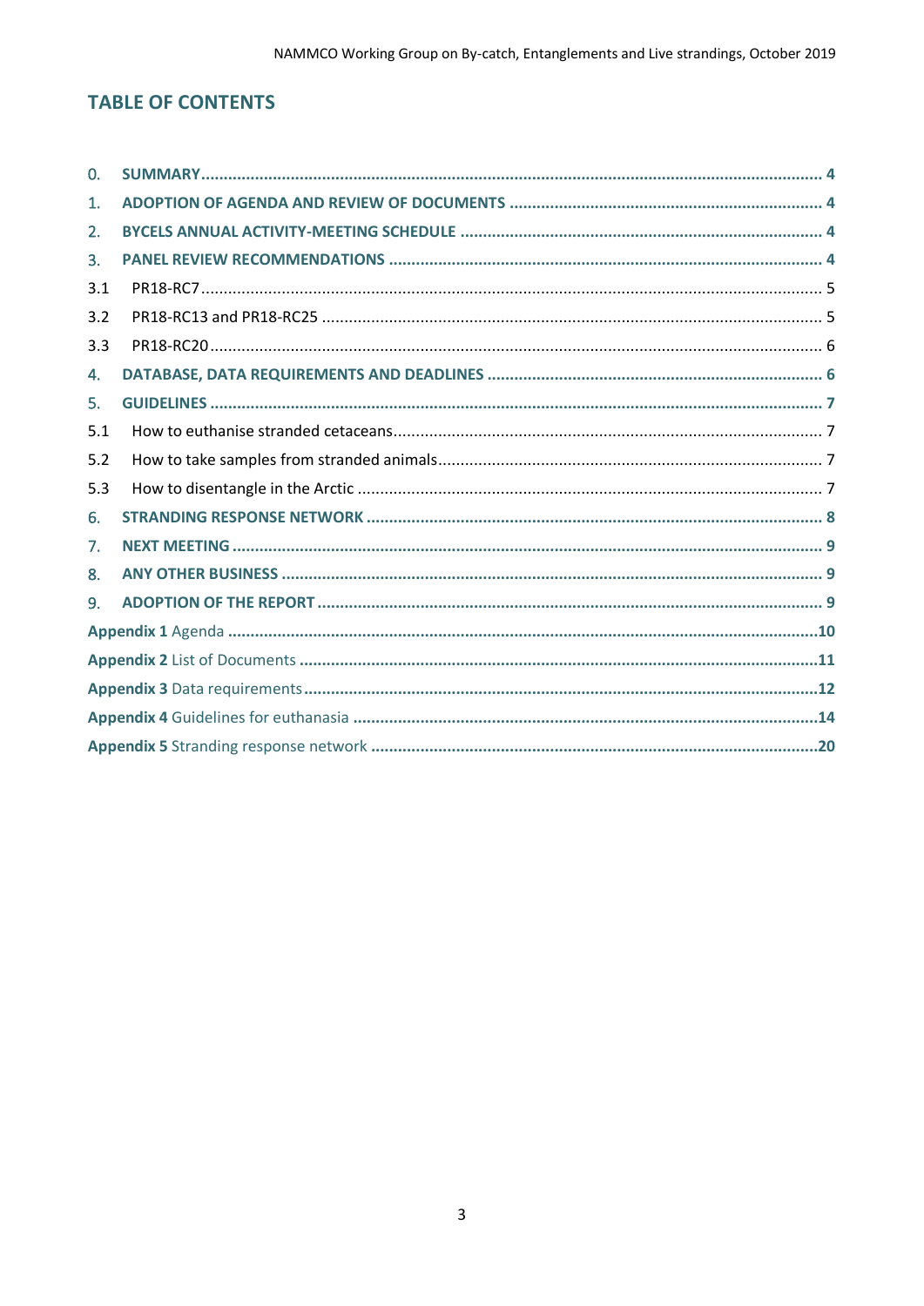## TABLE OF CONTENTS

0. SUMMARY ........................................................................ 4
1. ADOPTION OF AGENDA AND REVIEW OF DOCUMENTS ........................................................................ 4
2. BYCELS ANNUAL ACTIVITY-MEETING SCHEDULE ........................................................................ 4
3. PANEL REVIEW RECOMMENDATIONS ........................................................................ 4
   - 3.1 PR18-RC7 ........................................................................ 5
   - 3.2 PR18-RC13 and PR18-RC25 ........................................................................ 5
   - 3.3 PR18-RC20 ........................................................................ 6
4. DATABASE, DATA REQUIREMENTS AND DEADLINES ........................................................................ 6
5. GUIDELINES ........................................................................ 7
   - 5.1 How to euthanise stranded cetaceans ........................................................................ 7
   - 5.2 How to take samples from stranded animals ........................................................................ 7
   - 5.3 How to disentangle in the Arctic ........................................................................ 7
6. STRANDING RESPONSE NETWORK ........................................................................ 8
7. NEXT MEETING ........................................................................ 9
8. ANY OTHER BUSINESS ........................................................................ 9
9. ADOPTION OF THE REPORT ........................................................................ 9

**Appendix 1** Agenda ........................................................................ 10
**Appendix 2** List of Documents ........................................................................ 11
**Appendix 3** Data requirements ........................................................................ 12
**Appendix 4** Guidelines for euthanasia ........................................................................ 14
**Appendix 5** Stranding response network ........................................................................ 20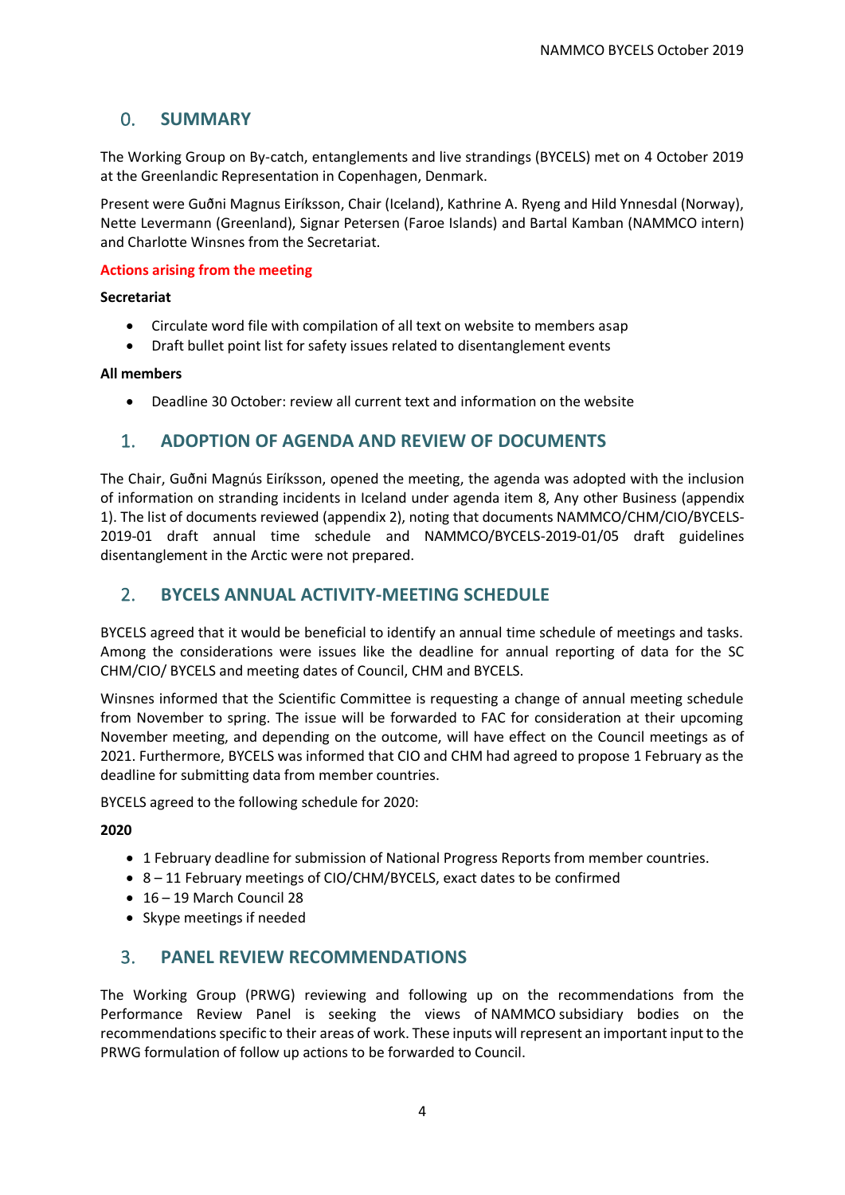## 0. SUMMARY

The Working Group on By-catch, entanglements and live strandings (BYCELS) met on 4 October 2019 at the Greenlandic Representation in Copenhagen, Denmark.

Present were Guðni Magnus Eiríksson, Chair (Iceland), Kathrine A. Ryeng and Hild Ynnesdal (Norway), Nette Levermann (Greenland), Signar Petersen (Faroe Islands) and Bartal Kamban (NAMMCO intern) and Charlotte Winsnes from the Secretariat.

**Actions arising from the meeting**

**Secretariat**

- Circulate word file with compilation of all text on website to members asap
- Draft bullet point list for safety issues related to disentanglement events

**All members**

- Deadline 30 October: review all current text and information on the website

## 1. ADOPTION OF AGENDA AND REVIEW OF DOCUMENTS

The Chair, Guðni Magnús Eiríksson, opened the meeting, the agenda was adopted with the inclusion of information on stranding incidents in Iceland under agenda item 8, Any other Business (appendix 1). The list of documents reviewed (appendix 2), noting that documents NAMMCO/CHM/CIO/BYCELS-2019-01 draft annual time schedule and NAMMCO/BYCELS-2019-01/05 draft guidelines disentanglement in the Arctic were not prepared.

## 2. BYCELS ANNUAL ACTIVITY-MEETING SCHEDULE

BYCELS agreed that it would be beneficial to identify an annual time schedule of meetings and tasks. Among the considerations were issues like the deadline for annual reporting of data for the SC CHM/CIO/ BYCELS and meeting dates of Council, CHM and BYCELS.

Winsnes informed that the Scientific Committee is requesting a change of annual meeting schedule from November to spring. The issue will be forwarded to FAC for consideration at their upcoming November meeting, and depending on the outcome, will have effect on the Council meetings as of 2021. Furthermore, BYCELS was informed that CIO and CHM had agreed to propose 1 February as the deadline for submitting data from member countries.

BYCELS agreed to the following schedule for 2020:

**2020**

- 1 February deadline for submission of National Progress Reports from member countries.
- 8 – 11 February meetings of CIO/CHM/BYCELS, exact dates to be confirmed
- 16 – 19 March Council 28
- Skype meetings if needed

## 3. PANEL REVIEW RECOMMENDATIONS

The Working Group (PRWG) reviewing and following up on the recommendations from the Performance Review Panel is seeking the views of NAMMCO subsidiary bodies on the recommendations specific to their areas of work. These inputs will represent an important input to the PRWG formulation of follow up actions to be forwarded to Council.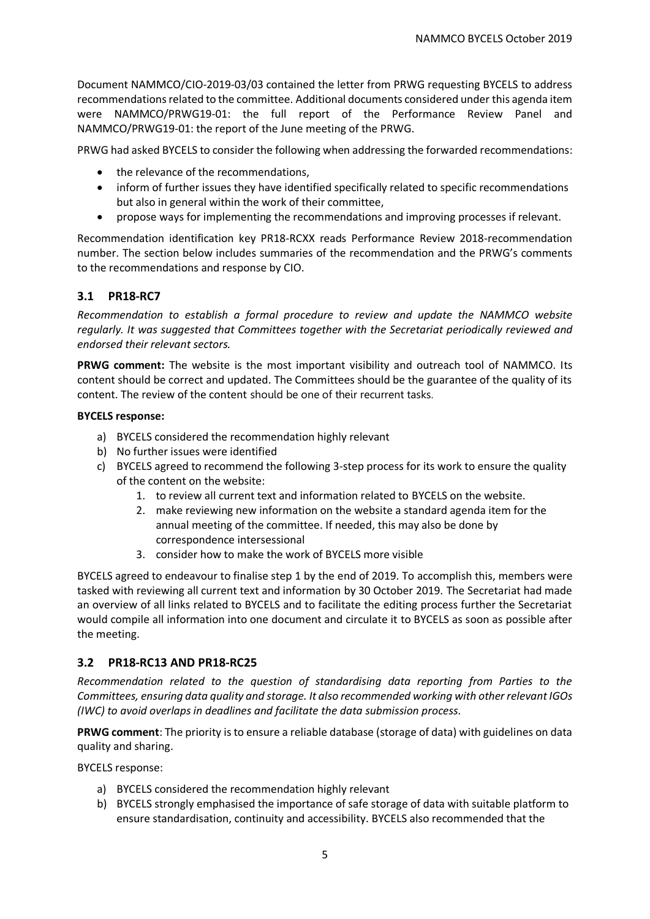Document NAMMCO/CIO-2019-03/03 contained the letter from PRWG requesting BYCELS to address recommendations related to the committee. Additional documents considered under this agenda item were NAMMCO/PRWG19-01: the full report of the Performance Review Panel and NAMMCO/PRWG19-01: the report of the June meeting of the PRWG.

PRWG had asked BYCELS to consider the following when addressing the forwarded recommendations:

- the relevance of the recommendations,
- inform of further issues they have identified specifically related to specific recommendations but also in general within the work of their committee,
- propose ways for implementing the recommendations and improving processes if relevant.

Recommendation identification key PR18-RCXX reads Performance Review 2018-recommendation number. The section below includes summaries of the recommendation and the PRWG's comments to the recommendations and response by CIO.

## 3.1 PR18-RC7

*Recommendation to establish a formal procedure to review and update the NAMMCO website regularly. It was suggested that Committees together with the Secretariat periodically reviewed and endorsed their relevant sectors.*

**PRWG comment:** The website is the most important visibility and outreach tool of NAMMCO. Its content should be correct and updated. The Committees should be the guarantee of the quality of its content. The review of the content should be one of their recurrent tasks.

**BYCELS response:**

a) BYCELS considered the recommendation highly relevant
b) No further issues were identified
c) BYCELS agreed to recommend the following 3-step process for its work to ensure the quality of the content on the website:
    1. to review all current text and information related to BYCELS on the website.
    2. make reviewing new information on the website a standard agenda item for the annual meeting of the committee. If needed, this may also be done by correspondence intersessional
    3. consider how to make the work of BYCELS more visible

BYCELS agreed to endeavour to finalise step 1 by the end of 2019. To accomplish this, members were tasked with reviewing all current text and information by 30 October 2019. The Secretariat had made an overview of all links related to BYCELS and to facilitate the editing process further the Secretariat would compile all information into one document and circulate it to BYCELS as soon as possible after the meeting.

## 3.2 PR18-RC13 AND PR18-RC25

*Recommendation related to the question of standardising data reporting from Parties to the Committees, ensuring data quality and storage. It also recommended working with other relevant IGOs (IWC) to avoid overlaps in deadlines and facilitate the data submission process.*

**PRWG comment**: The priority is to ensure a reliable database (storage of data) with guidelines on data quality and sharing.

BYCELS response:

a) BYCELS considered the recommendation highly relevant
b) BYCELS strongly emphasised the importance of safe storage of data with suitable platform to ensure standardisation, continuity and accessibility. BYCELS also recommended that the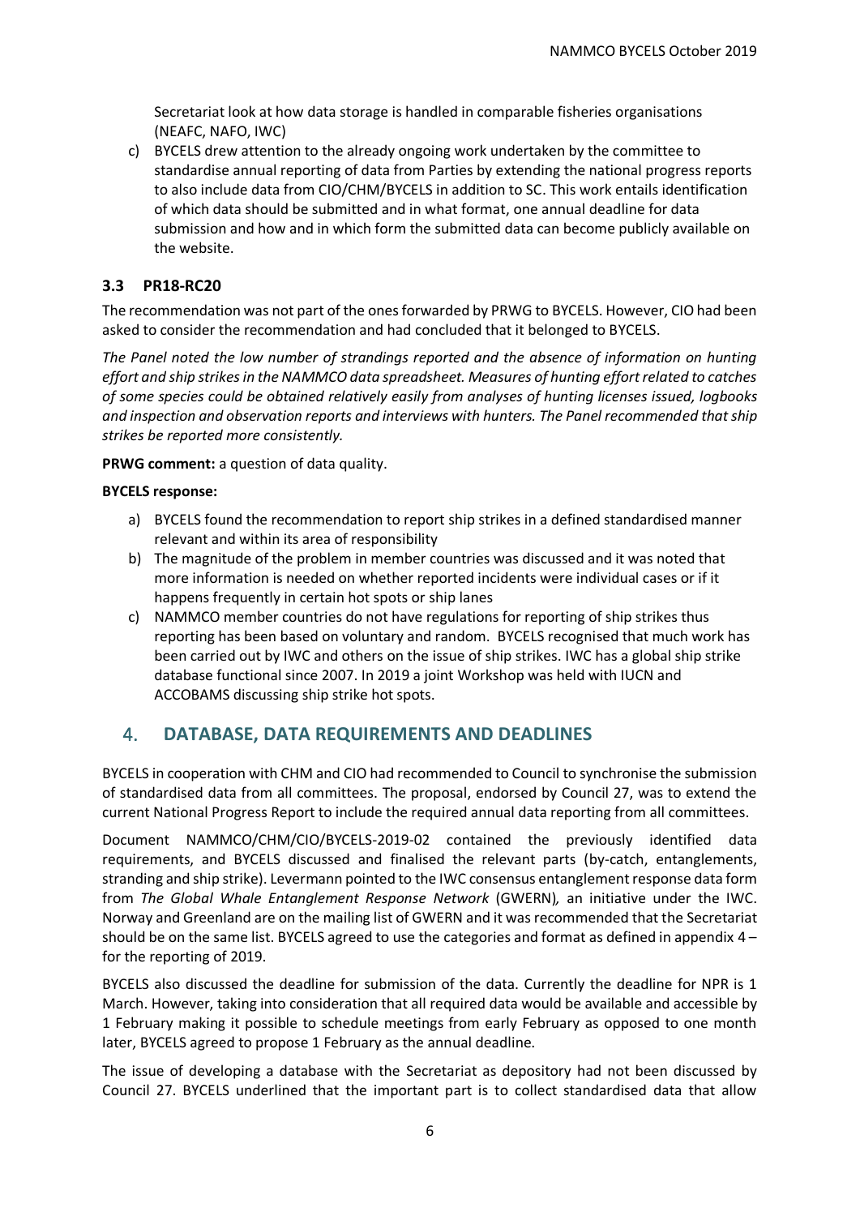Secretariat look at how data storage is handled in comparable fisheries organisations (NEAFC, NAFO, IWC)

c) BYCELS drew attention to the already ongoing work undertaken by the committee to standardise annual reporting of data from Parties by extending the national progress reports to also include data from CIO/CHM/BYCELS in addition to SC. This work entails identification of which data should be submitted and in what format, one annual deadline for data submission and how and in which form the submitted data can become publicly available on the website.

### 3.3 PR18-RC20

The recommendation was not part of the ones forwarded by PRWG to BYCELS. However, CIO had been asked to consider the recommendation and had concluded that it belonged to BYCELS.

*The Panel noted the low number of strandings reported and the absence of information on hunting effort and ship strikes in the NAMMCO data spreadsheet. Measures of hunting effort related to catches of some species could be obtained relatively easily from analyses of hunting licenses issued, logbooks and inspection and observation reports and interviews with hunters. The Panel recommended that ship strikes be reported more consistently.*

**PRWG comment:** a question of data quality.

**BYCELS response:**

a) BYCELS found the recommendation to report ship strikes in a defined standardised manner relevant and within its area of responsibility

b) The magnitude of the problem in member countries was discussed and it was noted that more information is needed on whether reported incidents were individual cases or if it happens frequently in certain hot spots or ship lanes

c) NAMMCO member countries do not have regulations for reporting of ship strikes thus reporting has been based on voluntary and random. BYCELS recognised that much work has been carried out by IWC and others on the issue of ship strikes. IWC has a global ship strike database functional since 2007. In 2019 a joint Workshop was held with IUCN and ACCOBAMS discussing ship strike hot spots.

## 4. DATABASE, DATA REQUIREMENTS AND DEADLINES

BYCELS in cooperation with CHM and CIO had recommended to Council to synchronise the submission of standardised data from all committees. The proposal, endorsed by Council 27, was to extend the current National Progress Report to include the required annual data reporting from all committees.

Document NAMMCO/CHM/CIO/BYCELS-2019-02 contained the previously identified data requirements, and BYCELS discussed and finalised the relevant parts (by-catch, entanglements, stranding and ship strike). Levermann pointed to the IWC consensus entanglement response data form from *The Global Whale Entanglement Response Network* (GWERN)*,* an initiative under the IWC. Norway and Greenland are on the mailing list of GWERN and it was recommended that the Secretariat should be on the same list. BYCELS agreed to use the categories and format as defined in appendix 4 – for the reporting of 2019.

BYCELS also discussed the deadline for submission of the data. Currently the deadline for NPR is 1 March. However, taking into consideration that all required data would be available and accessible by 1 February making it possible to schedule meetings from early February as opposed to one month later, BYCELS agreed to propose 1 February as the annual deadline.

The issue of developing a database with the Secretariat as depository had not been discussed by Council 27. BYCELS underlined that the important part is to collect standardised data that allow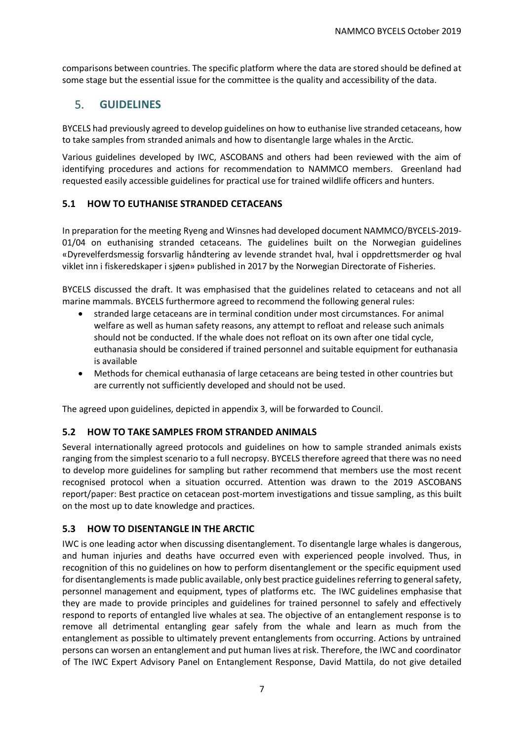comparisons between countries. The specific platform where the data are stored should be defined at some stage but the essential issue for the committee is the quality and accessibility of the data.

## 5. GUIDELINES

BYCELS had previously agreed to develop guidelines on how to euthanise live stranded cetaceans, how to take samples from stranded animals and how to disentangle large whales in the Arctic.

Various guidelines developed by IWC, ASCOBANS and others had been reviewed with the aim of identifying procedures and actions for recommendation to NAMMCO members. Greenland had requested easily accessible guidelines for practical use for trained wildlife officers and hunters.

### 5.1 HOW TO EUTHANISE STRANDED CETACEANS

In preparation for the meeting Ryeng and Winsnes had developed document NAMMCO/BYCELS-2019-01/04 on euthanising stranded cetaceans. The guidelines built on the Norwegian guidelines «Dyrevelferdsmessig forsvarlig håndtering av levende strandet hval, hval i oppdrettsmerder og hval viklet inn i fiskeredskaper i sjøen» published in 2017 by the Norwegian Directorate of Fisheries.

BYCELS discussed the draft. It was emphasised that the guidelines related to cetaceans and not all marine mammals. BYCELS furthermore agreed to recommend the following general rules:

- stranded large cetaceans are in terminal condition under most circumstances. For animal welfare as well as human safety reasons, any attempt to refloat and release such animals should not be conducted. If the whale does not refloat on its own after one tidal cycle, euthanasia should be considered if trained personnel and suitable equipment for euthanasia is available
- Methods for chemical euthanasia of large cetaceans are being tested in other countries but are currently not sufficiently developed and should not be used.

The agreed upon guidelines, depicted in appendix 3, will be forwarded to Council.

### 5.2 HOW TO TAKE SAMPLES FROM STRANDED ANIMALS

Several internationally agreed protocols and guidelines on how to sample stranded animals exists ranging from the simplest scenario to a full necropsy. BYCELS therefore agreed that there was no need to develop more guidelines for sampling but rather recommend that members use the most recent recognised protocol when a situation occurred. Attention was drawn to the 2019 ASCOBANS report/paper: Best practice on cetacean post-mortem investigations and tissue sampling, as this built on the most up to date knowledge and practices.

### 5.3 HOW TO DISENTANGLE IN THE ARCTIC

IWC is one leading actor when discussing disentanglement. To disentangle large whales is dangerous, and human injuries and deaths have occurred even with experienced people involved. Thus, in recognition of this no guidelines on how to perform disentanglement or the specific equipment used for disentanglements is made public available, only best practice guidelines referring to general safety, personnel management and equipment, types of platforms etc. The IWC guidelines emphasise that they are made to provide principles and guidelines for trained personnel to safely and effectively respond to reports of entangled live whales at sea. The objective of an entanglement response is to remove all detrimental entangling gear safely from the whale and learn as much from the entanglement as possible to ultimately prevent entanglements from occurring. Actions by untrained persons can worsen an entanglement and put human lives at risk. Therefore, the IWC and coordinator of The IWC Expert Advisory Panel on Entanglement Response, David Mattila, do not give detailed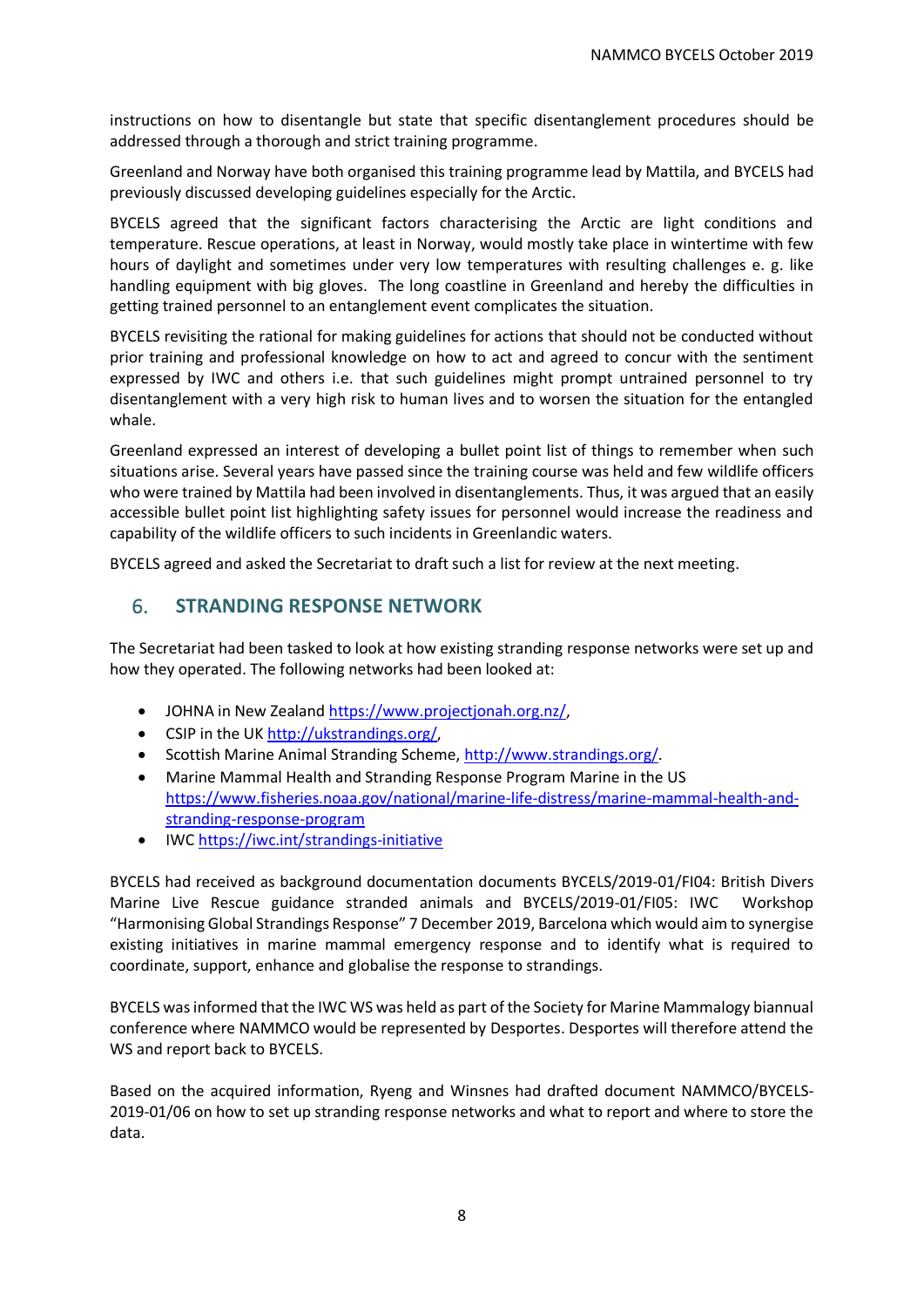instructions on how to disentangle but state that specific disentanglement procedures should be addressed through a thorough and strict training programme.

Greenland and Norway have both organised this training programme lead by Mattila, and BYCELS had previously discussed developing guidelines especially for the Arctic.

BYCELS agreed that the significant factors characterising the Arctic are light conditions and temperature. Rescue operations, at least in Norway, would mostly take place in wintertime with few hours of daylight and sometimes under very low temperatures with resulting challenges e. g. like handling equipment with big gloves. The long coastline in Greenland and hereby the difficulties in getting trained personnel to an entanglement event complicates the situation.

BYCELS revisiting the rational for making guidelines for actions that should not be conducted without prior training and professional knowledge on how to act and agreed to concur with the sentiment expressed by IWC and others i.e. that such guidelines might prompt untrained personnel to try disentanglement with a very high risk to human lives and to worsen the situation for the entangled whale.

Greenland expressed an interest of developing a bullet point list of things to remember when such situations arise. Several years have passed since the training course was held and few wildlife officers who were trained by Mattila had been involved in disentanglements. Thus, it was argued that an easily accessible bullet point list highlighting safety issues for personnel would increase the readiness and capability of the wildlife officers to such incidents in Greenlandic waters.

BYCELS agreed and asked the Secretariat to draft such a list for review at the next meeting.

## 6. STRANDING RESPONSE NETWORK

The Secretariat had been tasked to look at how existing stranding response networks were set up and how they operated. The following networks had been looked at:

- JOHNA in New Zealand https://www.projectjonah.org.nz/,
- CSIP in the UK http://ukstrandings.org/,
- Scottish Marine Animal Stranding Scheme, http://www.strandings.org/.
- Marine Mammal Health and Stranding Response Program Marine in the US https://www.fisheries.noaa.gov/national/marine-life-distress/marine-mammal-health-and-stranding-response-program
- IWC https://iwc.int/strandings-initiative

BYCELS had received as background documentation documents BYCELS/2019-01/FI04: British Divers Marine Live Rescue guidance stranded animals and BYCELS/2019-01/FI05: IWC Workshop "Harmonising Global Strandings Response" 7 December 2019, Barcelona which would aim to synergise existing initiatives in marine mammal emergency response and to identify what is required to coordinate, support, enhance and globalise the response to strandings.

BYCELS was informed that the IWC WS was held as part of the Society for Marine Mammalogy biannual conference where NAMMCO would be represented by Desportes. Desportes will therefore attend the WS and report back to BYCELS.

Based on the acquired information, Ryeng and Winsnes had drafted document NAMMCO/BYCELS-2019-01/06 on how to set up stranding response networks and what to report and where to store the data.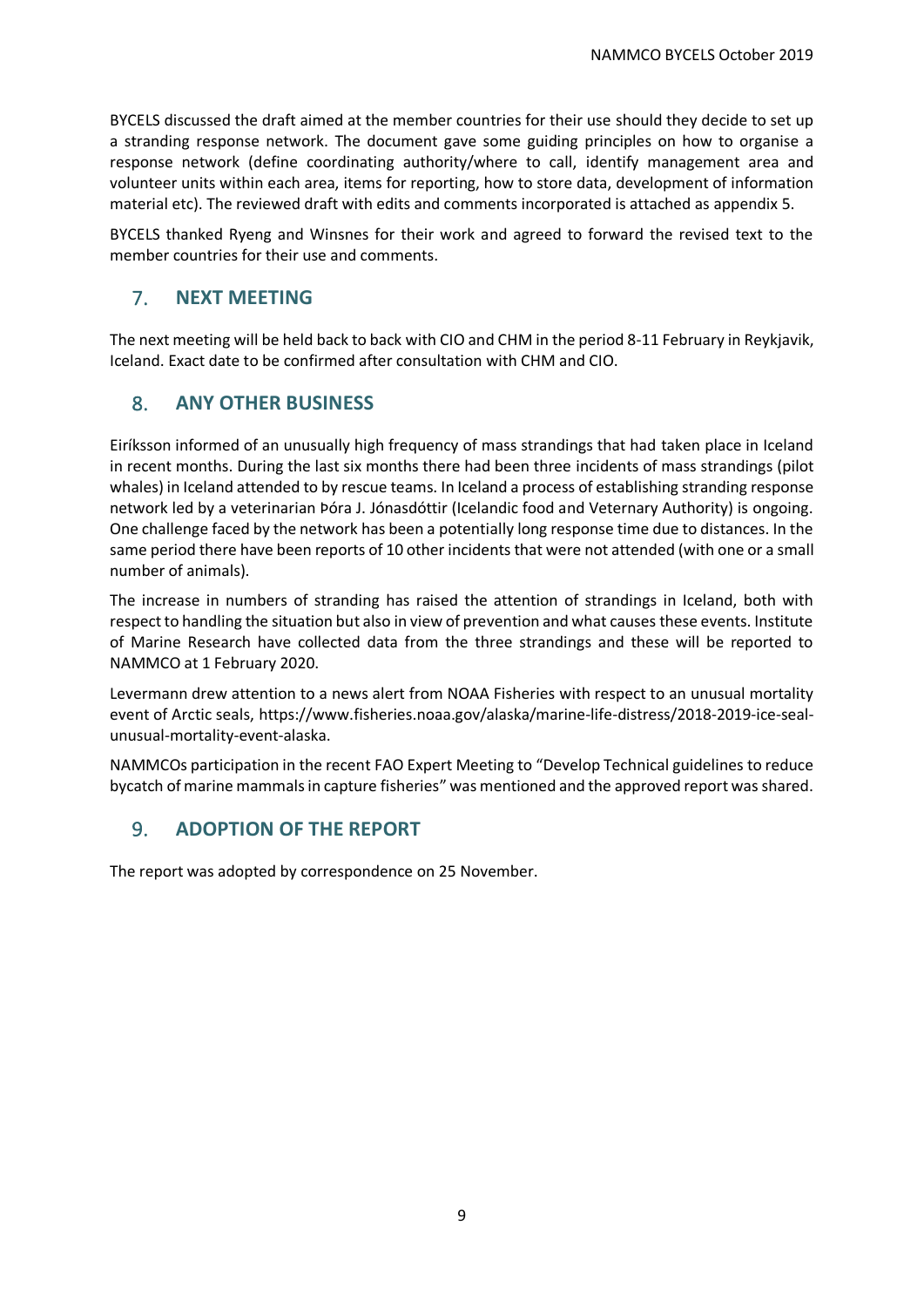BYCELS discussed the draft aimed at the member countries for their use should they decide to set up a stranding response network. The document gave some guiding principles on how to organise a response network (define coordinating authority/where to call, identify management area and volunteer units within each area, items for reporting, how to store data, development of information material etc). The reviewed draft with edits and comments incorporated is attached as appendix 5.

BYCELS thanked Ryeng and Winsnes for their work and agreed to forward the revised text to the member countries for their use and comments.

## 7. NEXT MEETING

The next meeting will be held back to back with CIO and CHM in the period 8-11 February in Reykjavik, Iceland. Exact date to be confirmed after consultation with CHM and CIO.

## 8. ANY OTHER BUSINESS

Eiríksson informed of an unusually high frequency of mass strandings that had taken place in Iceland in recent months. During the last six months there had been three incidents of mass strandings (pilot whales) in Iceland attended to by rescue teams. In Iceland a process of establishing stranding response network led by a veterinarian Þóra J. Jónasdóttir (Icelandic food and Veternary Authority) is ongoing. One challenge faced by the network has been a potentially long response time due to distances. In the same period there have been reports of 10 other incidents that were not attended (with one or a small number of animals).

The increase in numbers of stranding has raised the attention of strandings in Iceland, both with respect to handling the situation but also in view of prevention and what causes these events. Institute of Marine Research have collected data from the three strandings and these will be reported to NAMMCO at 1 February 2020.

Levermann drew attention to a news alert from NOAA Fisheries with respect to an unusual mortality event of Arctic seals, https://www.fisheries.noaa.gov/alaska/marine-life-distress/2018-2019-ice-seal-unusual-mortality-event-alaska.

NAMMCOs participation in the recent FAO Expert Meeting to "Develop Technical guidelines to reduce bycatch of marine mammals in capture fisheries" was mentioned and the approved report was shared.

## 9. ADOPTION OF THE REPORT

The report was adopted by correspondence on 25 November.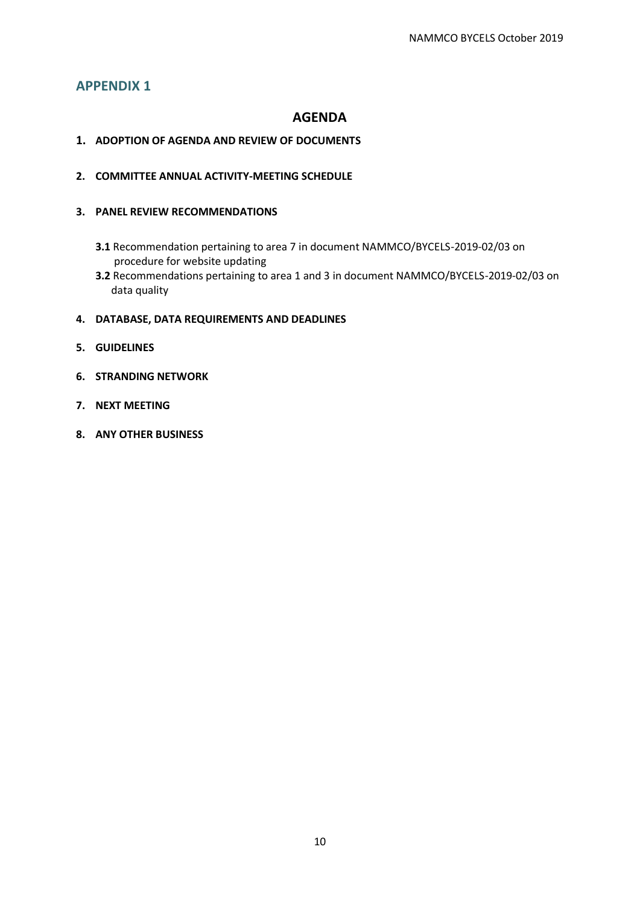## APPENDIX 1

# AGENDA

**1. ADOPTION OF AGENDA AND REVIEW OF DOCUMENTS**

**2. COMMITTEE ANNUAL ACTIVITY-MEETING SCHEDULE**

**3. PANEL REVIEW RECOMMENDATIONS**

- **3.1** Recommendation pertaining to area 7 in document NAMMCO/BYCELS-2019-02/03 on procedure for website updating
- **3.2** Recommendations pertaining to area 1 and 3 in document NAMMCO/BYCELS-2019-02/03 on data quality

**4. DATABASE, DATA REQUIREMENTS AND DEADLINES**

**5. GUIDELINES**

**6. STRANDING NETWORK**

**7. NEXT MEETING**

**8. ANY OTHER BUSINESS**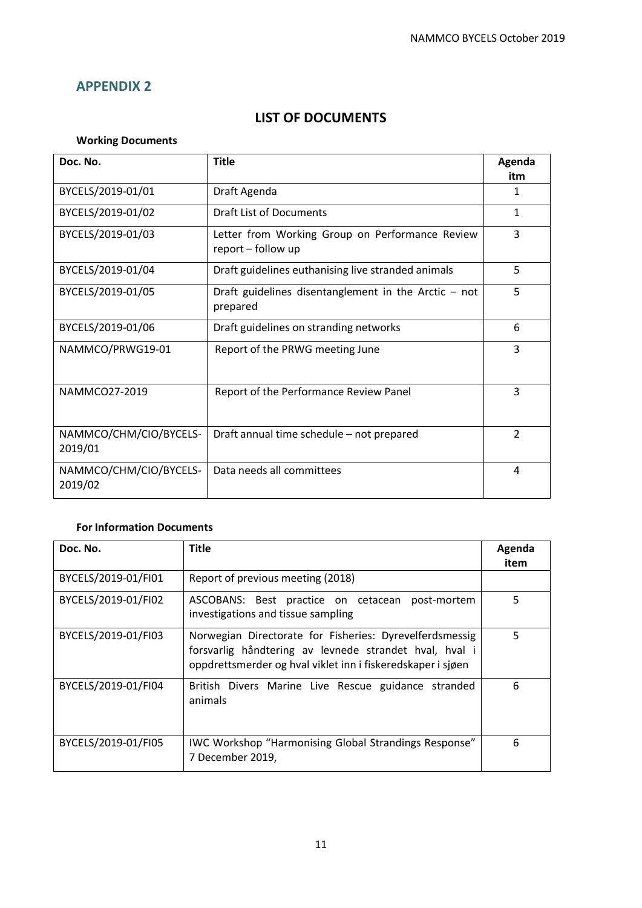## APPENDIX 2

# LIST OF DOCUMENTS

**Working Documents**

| Doc. No. | Title | Agenda itm |
|---|---|---|
| BYCELS/2019-01/01 | Draft Agenda | 1 |
| BYCELS/2019-01/02 | Draft List of Documents | 1 |
| BYCELS/2019-01/03 | Letter from Working Group on Performance Review report – follow up | 3 |
| BYCELS/2019-01/04 | Draft guidelines euthanising live stranded animals | 5 |
| BYCELS/2019-01/05 | Draft guidelines disentanglement in the Arctic – not prepared | 5 |
| BYCELS/2019-01/06 | Draft guidelines on stranding networks | 6 |
| NAMMCO/PRWG19-01 | Report of the PRWG meeting June | 3 |
| NAMMCO27-2019 | Report of the Performance Review Panel | 3 |
| NAMMCO/CHM/CIO/BYCELS-2019/01 | Draft annual time schedule – not prepared | 2 |
| NAMMCO/CHM/CIO/BYCELS-2019/02 | Data needs all committees | 4 |

**For Information Documents**

| Doc. No. | Title | Agenda item |
|---|---|---|
| BYCELS/2019-01/FI01 | Report of previous meeting (2018) | |
| BYCELS/2019-01/FI02 | ASCOBANS: Best practice on cetacean post-mortem investigations and tissue sampling | 5 |
| BYCELS/2019-01/FI03 | Norwegian Directorate for Fisheries: Dyrevelferdsmessig forsvarlig håndtering av levnede strandet hval, hval i oppdrettsmerder og hval viklet inn i fiskeredskaper i sjøen | 5 |
| BYCELS/2019-01/FI04 | British Divers Marine Live Rescue guidance stranded animals | 6 |
| BYCELS/2019-01/FI05 | IWC Workshop "Harmonising Global Strandings Response" 7 December 2019, | 6 |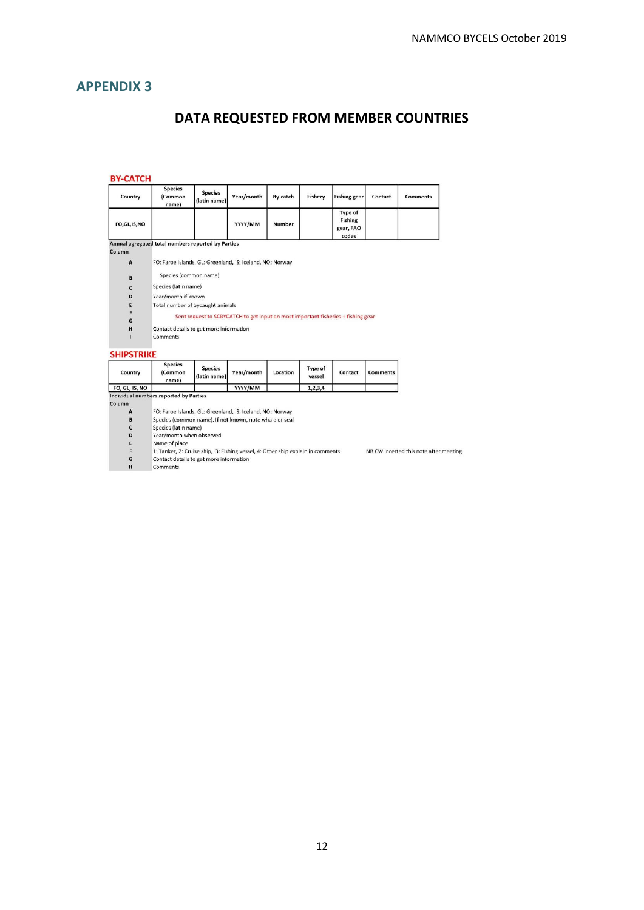## APPENDIX 3

# DATA REQUESTED FROM MEMBER COUNTRIES

### BY-CATCH

| Country | Species (Common name) | Species (latin name) | Year/month | By-catch | Fishery | Fishing gear | Contact | Comments |
|---|---|---|---|---|---|---|---|---|
| FO,GL,IS,NO | | | YYYY/MM | Number | | Type of Fishing gear, FAO codes | | |

Annual agregated total numbers reported by Parties

| Column | |
|---|---|
| A | FO: Faroe Islands, GL: Greenland, IS: Iceland, NO: Norway |
| B | Species (common name) |
| C | Species (latin name) |
| D | Year/month if known |
| E | Total number of bycaught animals |
| F | Sent request to SCBYCATCH to get input on most important fisheries + fishing gear |
| G | |
| H | Contact details to get more information |
| I | Comments |

### SHIPSTRIKE

| Country | Species (Common name) | Species (latin name) | Year/month | Location | Type of vessel | Contact | Comments |
|---|---|---|---|---|---|---|---|
| FO, GL, IS, NO | | | YYYY/MM | | 1,2,3,4 | | |

Individual numbers reported by Parties

| Column | |
|---|---|
| A | FO: Faroe Islands, GL: Greenland, IS: Iceland, NO: Norway |
| B | Species (common name). If not known, note whale or seal |
| C | Species (latin name) |
| D | Year/month when observed |
| E | Name of place |
| F | 1: Tanker, 2: Cruise ship, 3: Fishing vessel, 4: Other ship explain in comments — NB CW incerted this note after meeting |
| G | Contact details to get more information |
| H | Comments |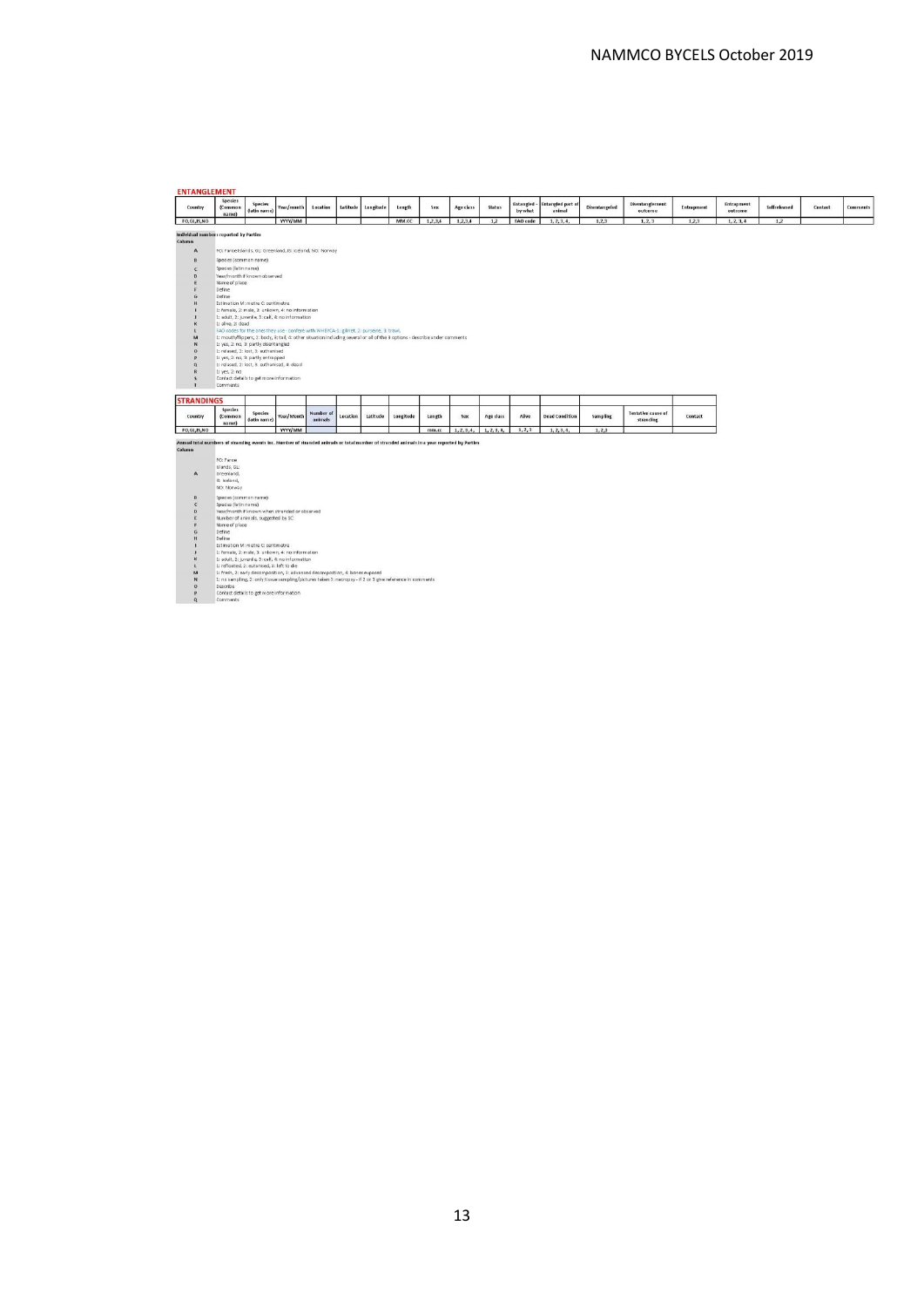## ENTANGLEMENT

| Country | Species (Common name) | Species (latin name) | Year/month | Location | Latitude | Longitude | Length | Sex | Age class | Status | Entangled - by what | Entangled part of animal | Disentangeled | Disentanglement outcome | Entrapment | Entrapment outcome | Selfreleased | Contact | Comments |
|---|---|---|---|---|---|---|---|---|---|---|---|---|---|---|---|---|---|---|---|
| FO,GL,IS,NO | | | YYYY/MM | | | | MM.CC | 1,2,3,4 | 1,2,3,4 | 1,2 | FAO code | 1, 2, 3, 4, | 1,2,3 | 1, 2, 3 | 1,2,3 | 1, 2, 3, 4 | 1,2 | | |

**Individual numbers reported by Parties**

| Column | |
|---|---|
| A | FO: Faroe Islands, GL: Greenland, IS: Iceland, NO: Norway |
| B | Species (common name) |
| C | Species (latin name) |
| D | Year/month if known observed |
| E | Name of place |
| F | Define |
| G | Define |
| H | Estimation M: metre C: centimetre |
| I | 1: female, 2: male, 3: unkown, 4: no information |
| J | 1: adult, 2: juvenile, 3: calf, 4: no information |
| K | 1: alive, 2: dead |
| L | FAO codes for the ones they use - confirm with WHIRCA 1: gillnet, 2: purseine, 3: trawl, |
| M | 1: mouth/flippers, 2: body, 3: tail, 4: other situation including several or all of the 3 options - describe under comments |
| N | 1: yes, 2: no, 3: partly disentangled |
| O | 1: relased, 2: lost, 3: euthanised |
| P | 1: yes, 2: no, 3: partly entrapped |
| Q | 1: relased, 2: lost, 3: euthanised, 4: dead |
| R | 1: yes, 2: no |
| S | Contact details to get more information |
| T | Comments |

## STRANDINGS

| Country | Species (Common name) | Species (latin name) | Year/Month | Number of animals | Location | Latitude | Longitude | Length | Sex | Age class | Alive | Dead Condition | Sampling | Tentative cause of stranding | Contact |
|---|---|---|---|---|---|---|---|---|---|---|---|---|---|---|---|
| FO,GL,IS,NO | | | YYYY/MM | | | | | mm.cc | 1, 2, 3, 4, | 1, 2, 3, 4, | 1, 2, 3 | 1, 2, 3, 4, | 1, 2,3 | | |

**Annual total numbers of stranding events inc. Number of stranded animals or total number of stranded animals in a year reported by Parties**

| Column | |
|---|---|
| A | FO: Faroe Islands, GL: Greenland, IS: Iceland, NO: Norway |
| B | Species (common name) |
| C | Species (latin name) |
| D | Year/month if known when stranded or observed |
| E | Number of animals, suggested by SC |
| F | Name of place |
| G | Define |
| H | Define |
| I | Estimation M: metre C: centimetre |
| J | 1: female, 2: male, 3: unkown, 4: no information |
| K | 1: adult, 2: juvenile, 3: calf, 4: no information |
| L | 1: refloated, 2: euthanised, 3: left to die |
| M | 1: fresh, 2: early decomposition, 3: advanced decomposition, 4: bones exposed |
| N | 1: no sampling, 2: only tissue sampling/pictures taken 3: necropsy - if 2 or 3 give reference in comments |
| O | Describe |
| P | Contact details to get more information |
| Q | Comments |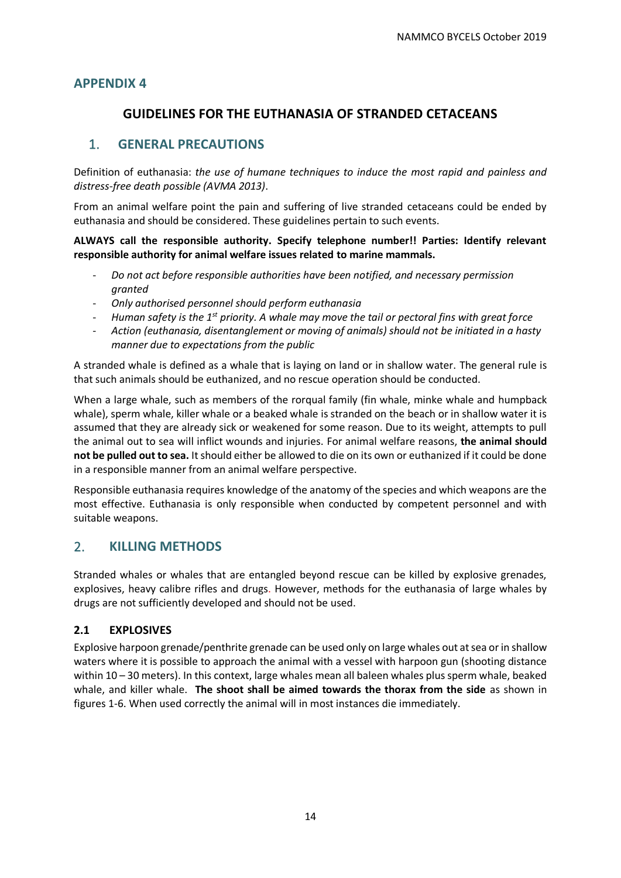## APPENDIX 4

### GUIDELINES FOR THE EUTHANASIA OF STRANDED CETACEANS

## 1. GENERAL PRECAUTIONS

Definition of euthanasia: *the use of humane techniques to induce the most rapid and painless and distress-free death possible (AVMA 2013)*.

From an animal welfare point the pain and suffering of live stranded cetaceans could be ended by euthanasia and should be considered. These guidelines pertain to such events.

**ALWAYS call the responsible authority. Specify telephone number!! Parties: Identify relevant responsible authority for animal welfare issues related to marine mammals.**

- *Do not act before responsible authorities have been notified, and necessary permission granted*
- *Only authorised personnel should perform euthanasia*
- *Human safety is the 1st priority. A whale may move the tail or pectoral fins with great force*
- *Action (euthanasia, disentanglement or moving of animals) should not be initiated in a hasty manner due to expectations from the public*

A stranded whale is defined as a whale that is laying on land or in shallow water. The general rule is that such animals should be euthanized, and no rescue operation should be conducted.

When a large whale, such as members of the rorqual family (fin whale, minke whale and humpback whale), sperm whale, killer whale or a beaked whale is stranded on the beach or in shallow water it is assumed that they are already sick or weakened for some reason. Due to its weight, attempts to pull the animal out to sea will inflict wounds and injuries. For animal welfare reasons, **the animal should not be pulled out to sea.** It should either be allowed to die on its own or euthanized if it could be done in a responsible manner from an animal welfare perspective.

Responsible euthanasia requires knowledge of the anatomy of the species and which weapons are the most effective. Euthanasia is only responsible when conducted by competent personnel and with suitable weapons.

## 2. KILLING METHODS

Stranded whales or whales that are entangled beyond rescue can be killed by explosive grenades, explosives, heavy calibre rifles and drugs. However, methods for the euthanasia of large whales by drugs are not sufficiently developed and should not be used.

### 2.1 EXPLOSIVES

Explosive harpoon grenade/penthrite grenade can be used only on large whales out at sea or in shallow waters where it is possible to approach the animal with a vessel with harpoon gun (shooting distance within 10 – 30 meters). In this context, large whales mean all baleen whales plus sperm whale, beaked whale, and killer whale. **The shoot shall be aimed towards the thorax from the side** as shown in figures 1-6. When used correctly the animal will in most instances die immediately.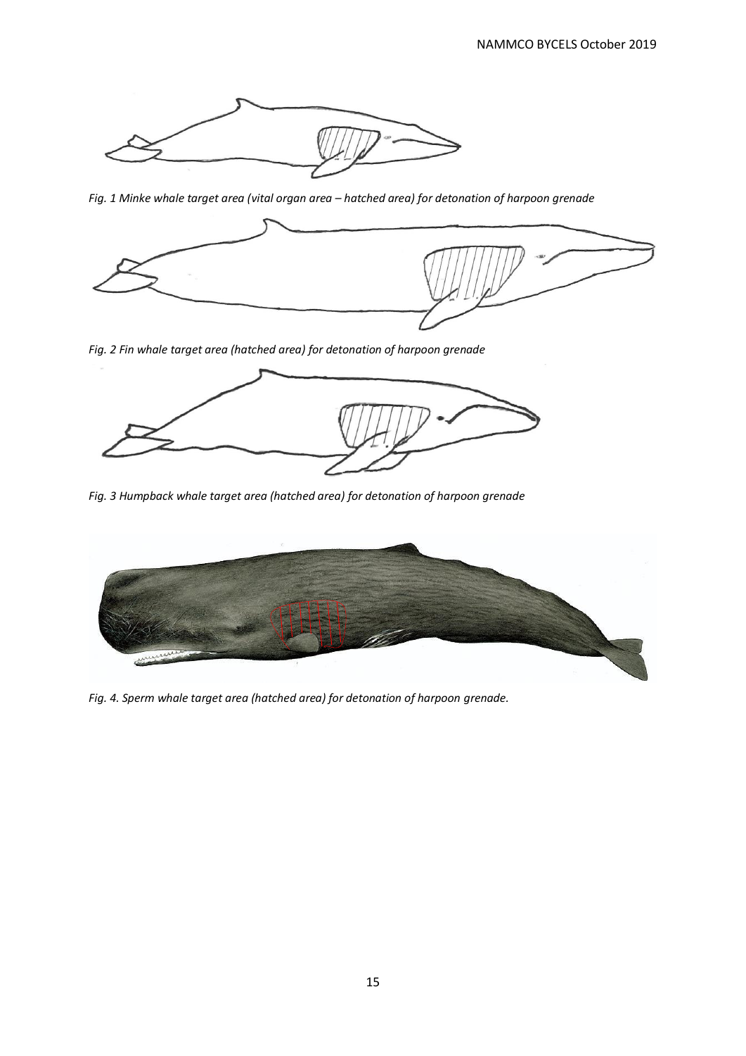*Fig. 1 Minke whale target area (vital organ area – hatched area) for detonation of harpoon grenade*

*Fig. 2 Fin whale target area (hatched area) for detonation of harpoon grenade*

*Fig. 3 Humpback whale target area (hatched area) for detonation of harpoon grenade*

*Fig. 4. Sperm whale target area (hatched area) for detonation of harpoon grenade.*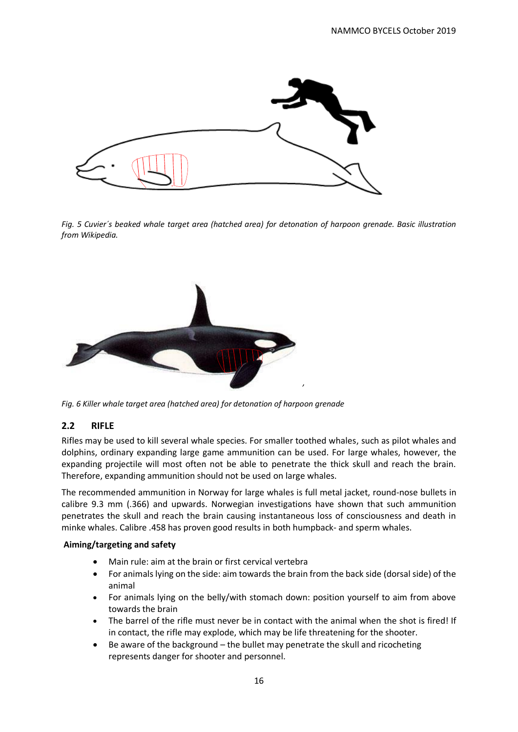*Fig. 5 Cuvier´s beaked whale target area (hatched area) for detonation of harpoon grenade. Basic illustration from Wikipedia.*

*Fig. 6 Killer whale target area (hatched area) for detonation of harpoon grenade*

## 2.2 RIFLE

Rifles may be used to kill several whale species. For smaller toothed whales, such as pilot whales and dolphins, ordinary expanding large game ammunition can be used. For large whales, however, the expanding projectile will most often not be able to penetrate the thick skull and reach the brain. Therefore, expanding ammunition should not be used on large whales.

The recommended ammunition in Norway for large whales is full metal jacket, round-nose bullets in calibre 9.3 mm (.366) and upwards. Norwegian investigations have shown that such ammunition penetrates the skull and reach the brain causing instantaneous loss of consciousness and death in minke whales. Calibre .458 has proven good results in both humpback- and sperm whales.

**Aiming/targeting and safety**

- Main rule: aim at the brain or first cervical vertebra
- For animals lying on the side: aim towards the brain from the back side (dorsal side) of the animal
- For animals lying on the belly/with stomach down: position yourself to aim from above towards the brain
- The barrel of the rifle must never be in contact with the animal when the shot is fired! If in contact, the rifle may explode, which may be life threatening for the shooter.
- Be aware of the background – the bullet may penetrate the skull and ricocheting represents danger for shooter and personnel.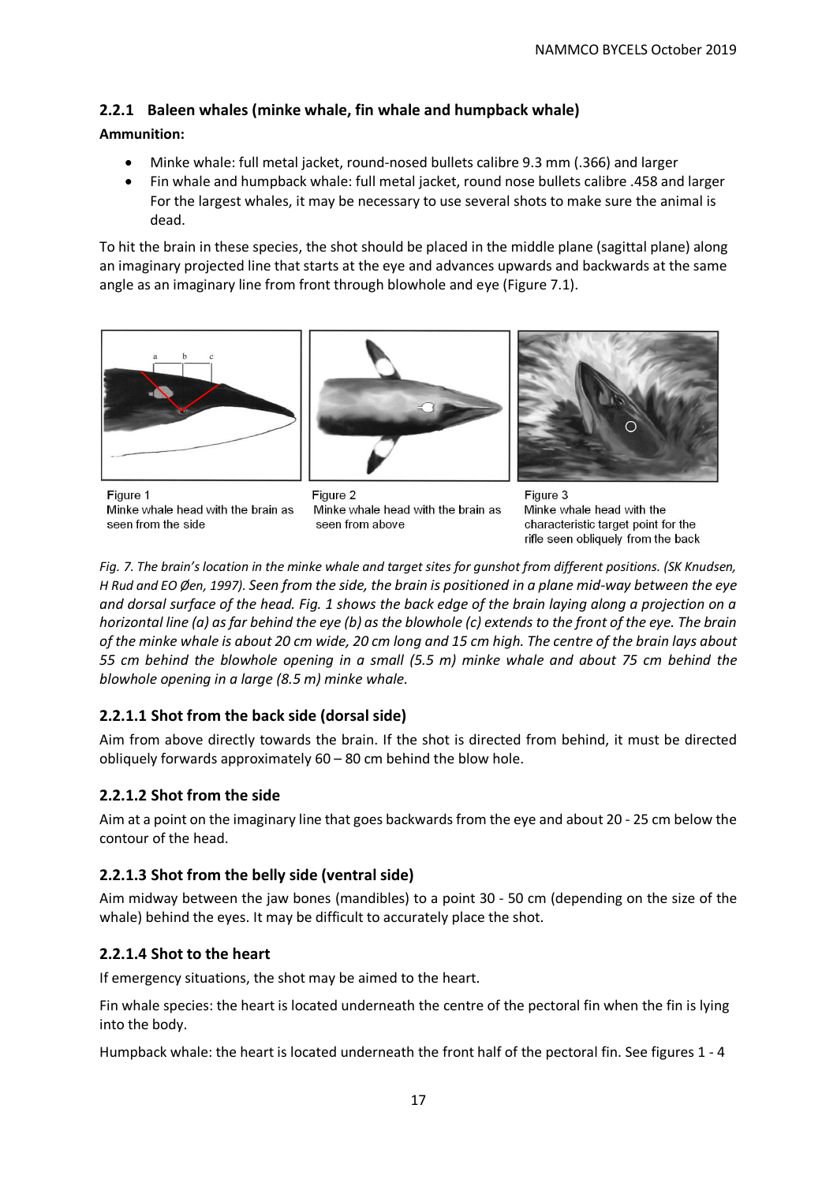### 2.2.1 Baleen whales (minke whale, fin whale and humpback whale)

**Ammunition:**

- Minke whale: full metal jacket, round-nosed bullets calibre 9.3 mm (.366) and larger
- Fin whale and humpback whale: full metal jacket, round nose bullets calibre .458 and larger
  For the largest whales, it may be necessary to use several shots to make sure the animal is dead.

To hit the brain in these species, the shot should be placed in the middle plane (sagittal plane) along an imaginary projected line that starts at the eye and advances upwards and backwards at the same angle as an imaginary line from front through blowhole and eye (Figure 7.1).

Figure 1
Minke whale head with the brain as seen from the side

Figure 2
Minke whale head with the brain as seen from above

Figure 3
Minke whale head with the characteristic target point for the rifle seen obliquely from the back

*Fig. 7. The brain's location in the minke whale and target sites for gunshot from different positions. (SK Knudsen, H Rud and EO Øen, 1997). Seen from the side, the brain is positioned in a plane mid-way between the eye and dorsal surface of the head. Fig. 1 shows the back edge of the brain laying along a projection on a horizontal line (a) as far behind the eye (b) as the blowhole (c) extends to the front of the eye. The brain of the minke whale is about 20 cm wide, 20 cm long and 15 cm high. The centre of the brain lays about 55 cm behind the blowhole opening in a small (5.5 m) minke whale and about 75 cm behind the blowhole opening in a large (8.5 m) minke whale.*

#### 2.2.1.1 Shot from the back side (dorsal side)

Aim from above directly towards the brain. If the shot is directed from behind, it must be directed obliquely forwards approximately 60 – 80 cm behind the blow hole.

#### 2.2.1.2 Shot from the side

Aim at a point on the imaginary line that goes backwards from the eye and about 20 - 25 cm below the contour of the head.

#### 2.2.1.3 Shot from the belly side (ventral side)

Aim midway between the jaw bones (mandibles) to a point 30 - 50 cm (depending on the size of the whale) behind the eyes. It may be difficult to accurately place the shot.

#### 2.2.1.4 Shot to the heart

If emergency situations, the shot may be aimed to the heart.

Fin whale species: the heart is located underneath the centre of the pectoral fin when the fin is lying into the body.

Humpback whale: the heart is located underneath the front half of the pectoral fin. See figures 1 - 4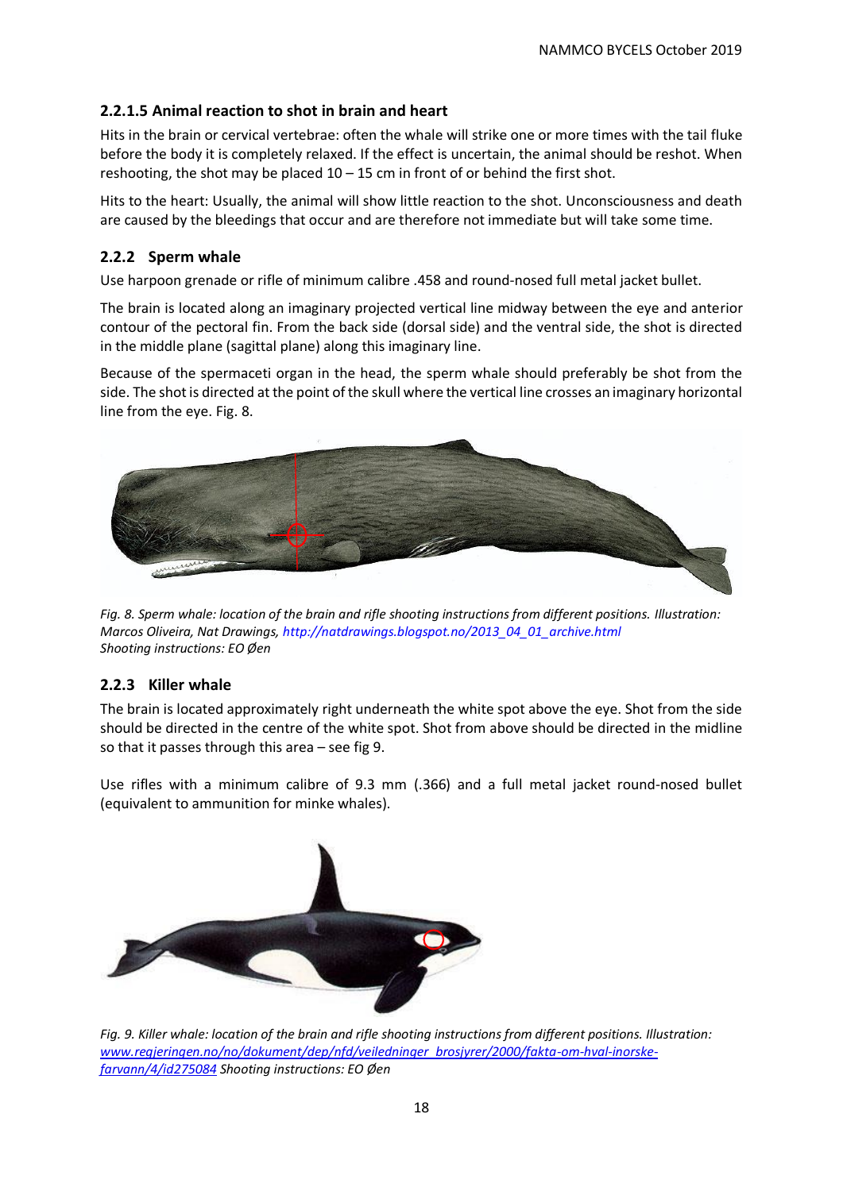#### 2.2.1.5 Animal reaction to shot in brain and heart

Hits in the brain or cervical vertebrae: often the whale will strike one or more times with the tail fluke before the body it is completely relaxed. If the effect is uncertain, the animal should be reshot. When reshooting, the shot may be placed 10 – 15 cm in front of or behind the first shot.

Hits to the heart: Usually, the animal will show little reaction to the shot. Unconsciousness and death are caused by the bleedings that occur and are therefore not immediate but will take some time.

### 2.2.2 Sperm whale

Use harpoon grenade or rifle of minimum calibre .458 and round-nosed full metal jacket bullet.

The brain is located along an imaginary projected vertical line midway between the eye and anterior contour of the pectoral fin. From the back side (dorsal side) and the ventral side, the shot is directed in the middle plane (sagittal plane) along this imaginary line.

Because of the spermaceti organ in the head, the sperm whale should preferably be shot from the side. The shot is directed at the point of the skull where the vertical line crosses an imaginary horizontal line from the eye. Fig. 8.

*Fig. 8. Sperm whale: location of the brain and rifle shooting instructions from different positions. Illustration: Marcos Oliveira, Nat Drawings, http://natdrawings.blogspot.no/2013_04_01_archive.html Shooting instructions: EO Øen*

### 2.2.3 Killer whale

The brain is located approximately right underneath the white spot above the eye. Shot from the side should be directed in the centre of the white spot. Shot from above should be directed in the midline so that it passes through this area – see fig 9.

Use rifles with a minimum calibre of 9.3 mm (.366) and a full metal jacket round-nosed bullet (equivalent to ammunition for minke whales).

*Fig. 9. Killer whale: location of the brain and rifle shooting instructions from different positions. Illustration: www.regjeringen.no/no/dokument/dep/nfd/veiledninger_brosjyrer/2000/fakta-om-hval-inorske-farvann/4/id275084 Shooting instructions: EO Øen*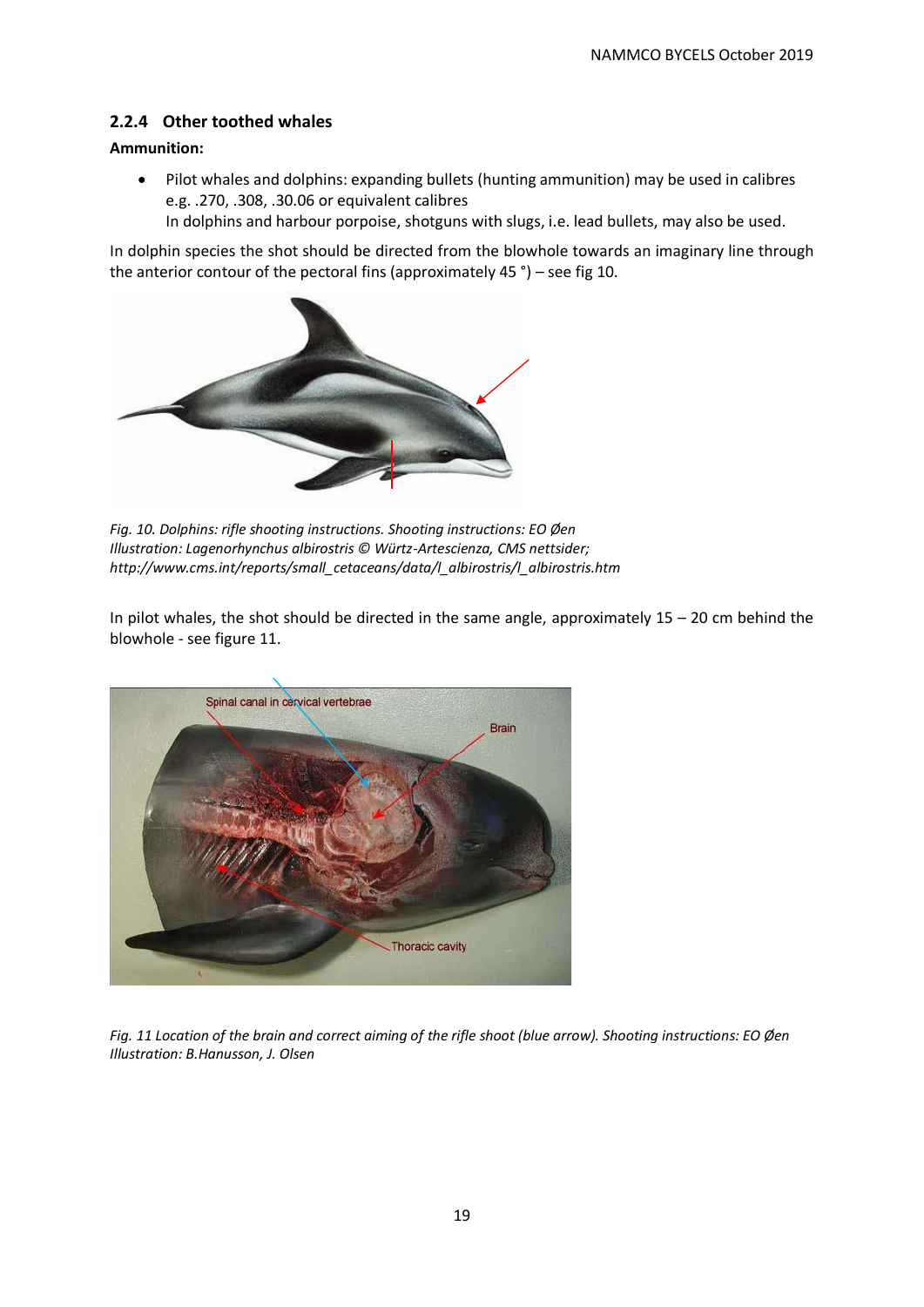### 2.2.4 Other toothed whales

**Ammunition:**

- Pilot whales and dolphins: expanding bullets (hunting ammunition) may be used in calibres e.g. .270, .308, .30.06 or equivalent calibres
  In dolphins and harbour porpoise, shotguns with slugs, i.e. lead bullets, may also be used.

In dolphin species the shot should be directed from the blowhole towards an imaginary line through the anterior contour of the pectoral fins (approximately 45 °) – see fig 10.

*Fig. 10. Dolphins: rifle shooting instructions. Shooting instructions: EO Øen*
*Illustration: Lagenorhynchus albirostris © Würtz-Artescienza, CMS nettsider; http://www.cms.int/reports/small_cetaceans/data/l_albirostris/l_albirostris.htm*

In pilot whales, the shot should be directed in the same angle, approximately 15 – 20 cm behind the blowhole - see figure 11.

*Fig. 11 Location of the brain and correct aiming of the rifle shoot (blue arrow). Shooting instructions: EO Øen*
*Illustration: B.Hanusson, J. Olsen*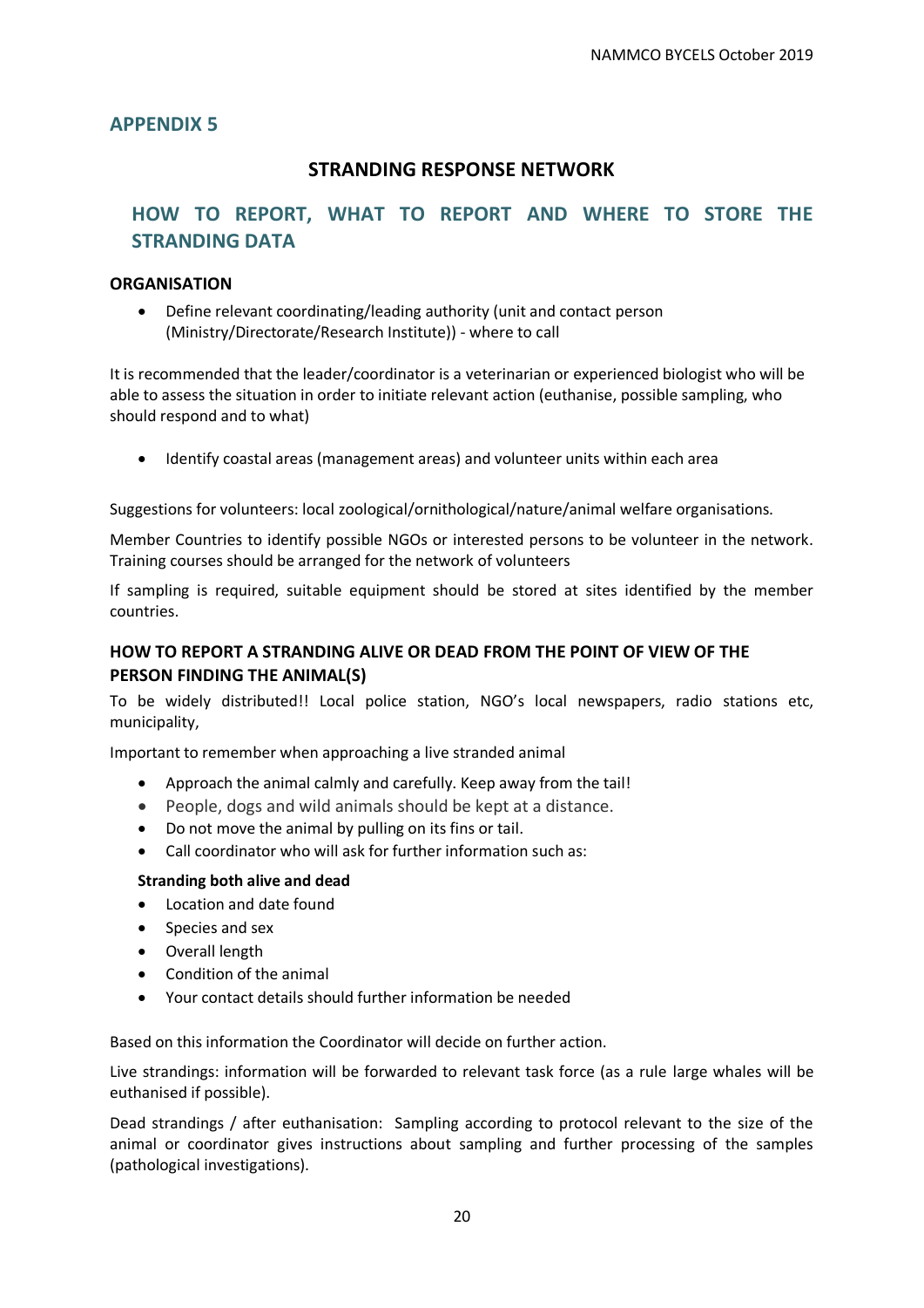## APPENDIX 5

### STRANDING RESPONSE NETWORK

## HOW TO REPORT, WHAT TO REPORT AND WHERE TO STORE THE STRANDING DATA

**ORGANISATION**

- Define relevant coordinating/leading authority (unit and contact person (Ministry/Directorate/Research Institute)) - where to call

It is recommended that the leader/coordinator is a veterinarian or experienced biologist who will be able to assess the situation in order to initiate relevant action (euthanise, possible sampling, who should respond and to what)

- Identify coastal areas (management areas) and volunteer units within each area

Suggestions for volunteers: local zoological/ornithological/nature/animal welfare organisations.

Member Countries to identify possible NGOs or interested persons to be volunteer in the network. Training courses should be arranged for the network of volunteers

If sampling is required, suitable equipment should be stored at sites identified by the member countries.

**HOW TO REPORT A STRANDING ALIVE OR DEAD FROM THE POINT OF VIEW OF THE PERSON FINDING THE ANIMAL(S)**

To be widely distributed!! Local police station, NGO's local newspapers, radio stations etc, municipality,

Important to remember when approaching a live stranded animal

- Approach the animal calmly and carefully. Keep away from the tail!
- People, dogs and wild animals should be kept at a distance.
- Do not move the animal by pulling on its fins or tail.
- Call coordinator who will ask for further information such as:

**Stranding both alive and dead**

- Location and date found
- Species and sex
- Overall length
- Condition of the animal
- Your contact details should further information be needed

Based on this information the Coordinator will decide on further action.

Live strandings: information will be forwarded to relevant task force (as a rule large whales will be euthanised if possible).

Dead strandings / after euthanisation: Sampling according to protocol relevant to the size of the animal or coordinator gives instructions about sampling and further processing of the samples (pathological investigations).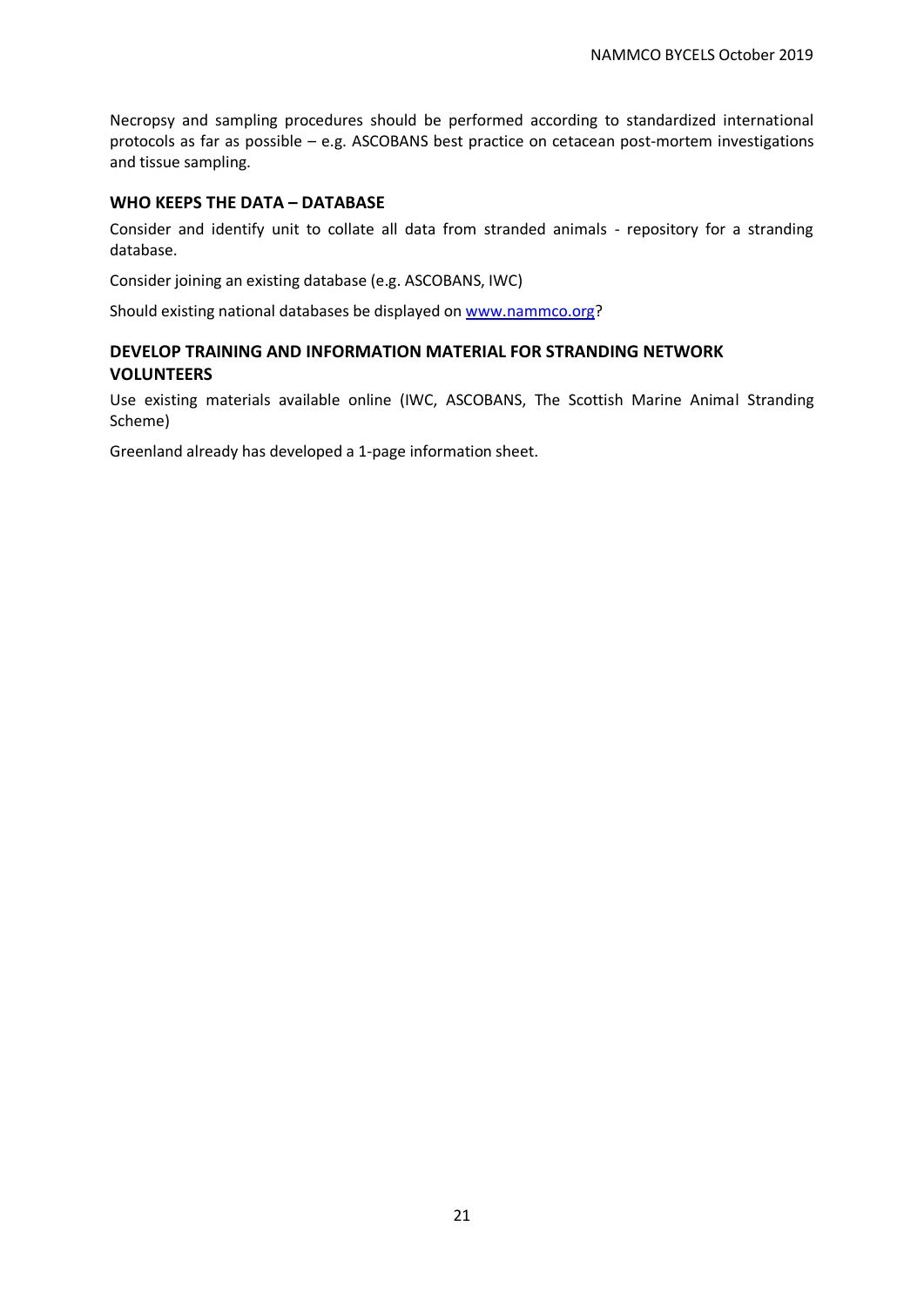Necropsy and sampling procedures should be performed according to standardized international protocols as far as possible – e.g. ASCOBANS best practice on cetacean post-mortem investigations and tissue sampling.

### WHO KEEPS THE DATA – DATABASE

Consider and identify unit to collate all data from stranded animals - repository for a stranding database.

Consider joining an existing database (e.g. ASCOBANS, IWC)

Should existing national databases be displayed on [www.nammco.org](www.nammco.org)?

### DEVELOP TRAINING AND INFORMATION MATERIAL FOR STRANDING NETWORK VOLUNTEERS

Use existing materials available online (IWC, ASCOBANS, The Scottish Marine Animal Stranding Scheme)

Greenland already has developed a 1-page information sheet.